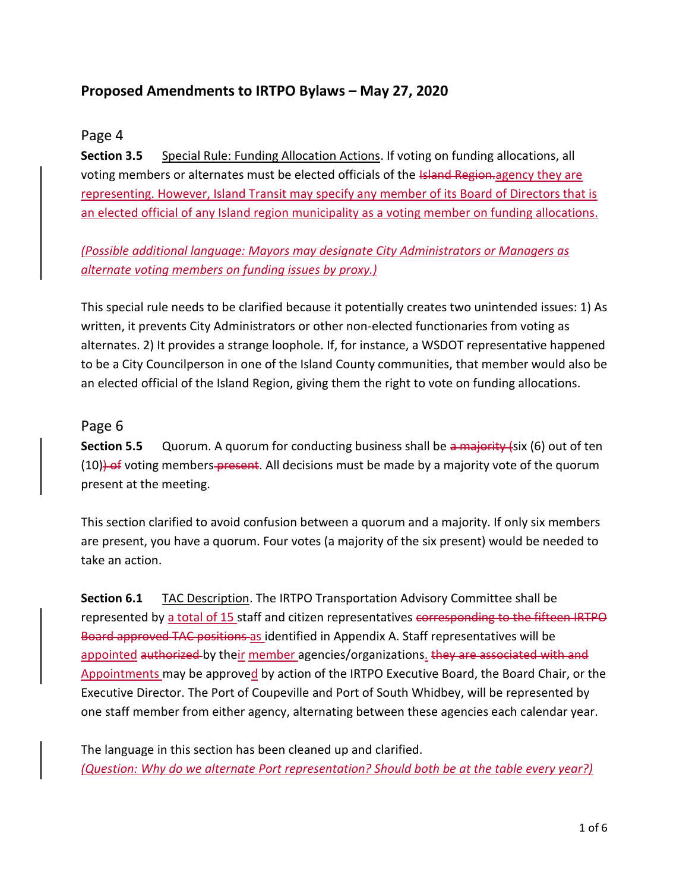## Proposed Amendments to IRTPO Bylaws – May 27, 2020

### Page 4

**Section 3.5** Special Rule: Funding Allocation Actions. If voting on funding allocations, all voting members or alternates must be elected officials of the ~~Island Region.~~agency they are representing. However, Island Transit may specify any member of its Board of Directors that is an elected official of any Island region municipality as a voting member on funding allocations.

*(Possible additional language: Mayors may designate City Administrators or Managers as alternate voting members on funding issues by proxy.)*

This special rule needs to be clarified because it potentially creates two unintended issues: 1) As written, it prevents City Administrators or other non-elected functionaries from voting as alternates. 2) It provides a strange loophole. If, for instance, a WSDOT representative happened to be a City Councilperson in one of the Island County communities, that member would also be an elected official of the Island Region, giving them the right to vote on funding allocations.

### Page 6

**Section 5.5** Quorum. A quorum for conducting business shall be ~~a majority (~~six (6) out of ten (10)~~) of~~ voting members~~ present~~. All decisions must be made by a majority vote of the quorum present at the meeting.

This section clarified to avoid confusion between a quorum and a majority. If only six members are present, you have a quorum. Four votes (a majority of the six present) would be needed to take an action.

**Section 6.1** TAC Description. The IRTPO Transportation Advisory Committee shall be represented by a total of 15 staff and citizen representatives ~~corresponding to the fifteen IRTPO Board approved TAC positions~~ as identified in Appendix A. Staff representatives will be appointed ~~authorized~~ by their member agencies/organizations. ~~they are associated with and~~ Appointments may be approved by action of the IRTPO Executive Board, the Board Chair, or the Executive Director. The Port of Coupeville and Port of South Whidbey, will be represented by one staff member from either agency, alternating between these agencies each calendar year.

The language in this section has been cleaned up and clarified.
*(Question: Why do we alternate Port representation? Should both be at the table every year?)*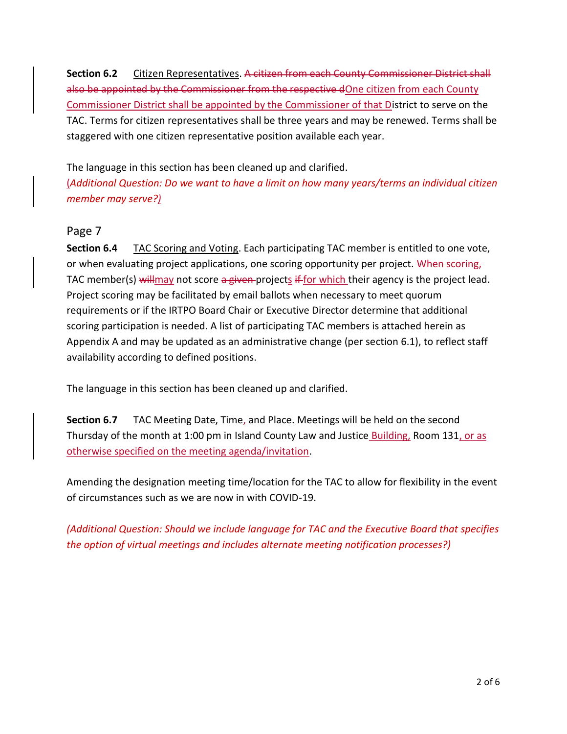**Section 6.2** Citizen Representatives. ~~A citizen from each County Commissioner District shall also be appointed by the Commissioner from the respective d~~One citizen from each County Commissioner District shall be appointed by the Commissioner of that District to serve on the TAC. Terms for citizen representatives shall be three years and may be renewed. Terms shall be staggered with one citizen representative position available each year.

The language in this section has been cleaned up and clarified.

*(Additional Question: Do we want to have a limit on how many years/terms an individual citizen member may serve?)*

Page 7

**Section 6.4** TAC Scoring and Voting. Each participating TAC member is entitled to one vote, or when evaluating project applications, one scoring opportunity per project. ~~When scoring,~~ TAC member(s) ~~will~~may not score ~~a given~~ projects ~~if~~ for which their agency is the project lead. Project scoring may be facilitated by email ballots when necessary to meet quorum requirements or if the IRTPO Board Chair or Executive Director determine that additional scoring participation is needed. A list of participating TAC members is attached herein as Appendix A and may be updated as an administrative change (per section 6.1), to reflect staff availability according to defined positions.

The language in this section has been cleaned up and clarified.

**Section 6.7** TAC Meeting Date, Time, and Place. Meetings will be held on the second Thursday of the month at 1:00 pm in Island County Law and Justice Building, Room 131, or as otherwise specified on the meeting agenda/invitation.

Amending the designation meeting time/location for the TAC to allow for flexibility in the event of circumstances such as we are now in with COVID-19.

*(Additional Question: Should we include language for TAC and the Executive Board that specifies the option of virtual meetings and includes alternate meeting notification processes?)*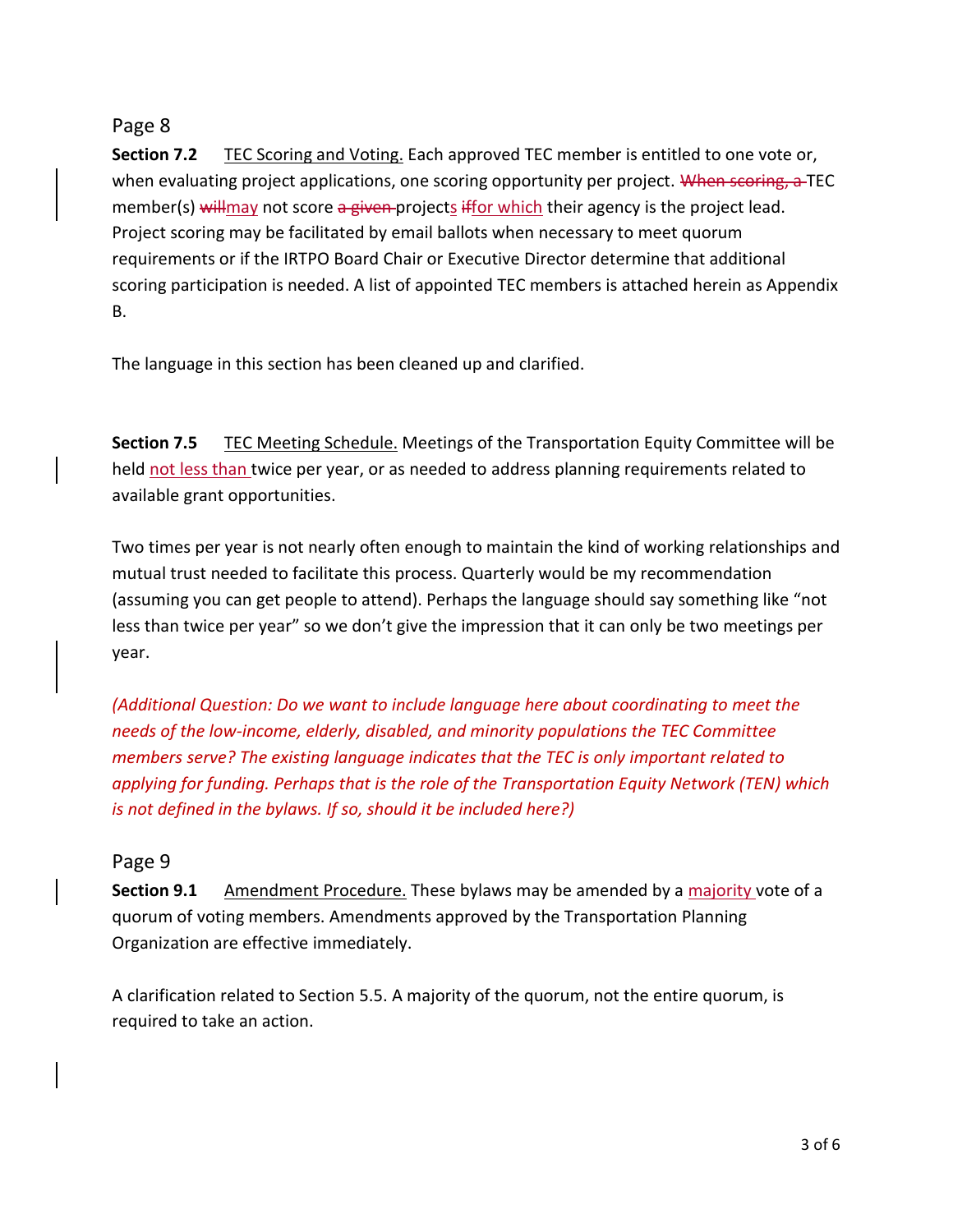Page 8

**Section 7.2** TEC Scoring and Voting. Each approved TEC member is entitled to one vote or, when evaluating project applications, one scoring opportunity per project. ~~When scoring, a~~ TEC member(s) ~~will~~may not score ~~a given~~ projects ~~if~~for which their agency is the project lead. Project scoring may be facilitated by email ballots when necessary to meet quorum requirements or if the IRTPO Board Chair or Executive Director determine that additional scoring participation is needed. A list of appointed TEC members is attached herein as Appendix B.

The language in this section has been cleaned up and clarified.

**Section 7.5** TEC Meeting Schedule. Meetings of the Transportation Equity Committee will be held not less than twice per year, or as needed to address planning requirements related to available grant opportunities.

Two times per year is not nearly often enough to maintain the kind of working relationships and mutual trust needed to facilitate this process. Quarterly would be my recommendation (assuming you can get people to attend). Perhaps the language should say something like "not less than twice per year" so we don't give the impression that it can only be two meetings per year.

*(Additional Question: Do we want to include language here about coordinating to meet the needs of the low-income, elderly, disabled, and minority populations the TEC Committee members serve? The existing language indicates that the TEC is only important related to applying for funding. Perhaps that is the role of the Transportation Equity Network (TEN) which is not defined in the bylaws. If so, should it be included here?)*

Page 9

**Section 9.1** Amendment Procedure. These bylaws may be amended by a majority vote of a quorum of voting members. Amendments approved by the Transportation Planning Organization are effective immediately.

A clarification related to Section 5.5. A majority of the quorum, not the entire quorum, is required to take an action.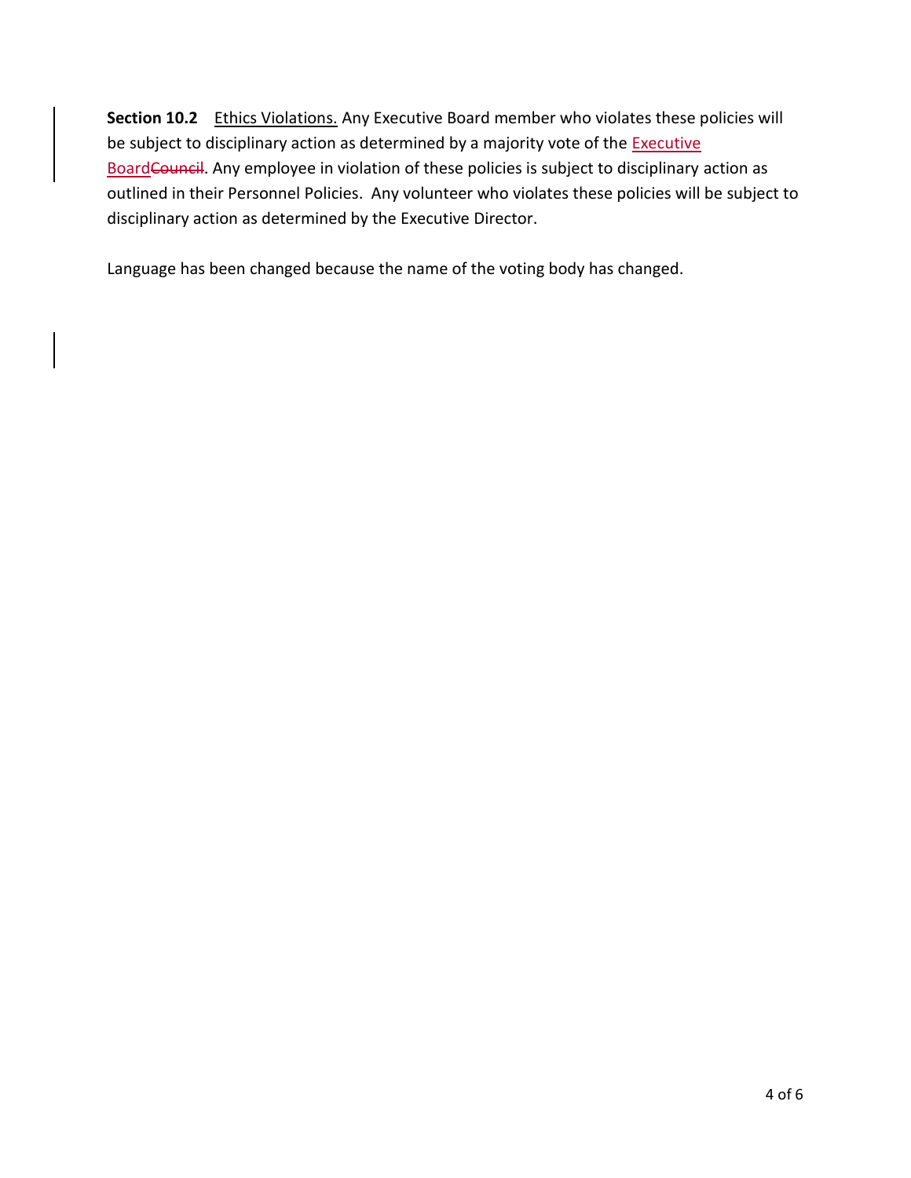**Section 10.2** <u>Ethics Violations.</u> Any Executive Board member who violates these policies will be subject to disciplinary action as determined by a majority vote of the <u>Executive Board</u>~~Council~~. Any employee in violation of these policies is subject to disciplinary action as outlined in their Personnel Policies. Any volunteer who violates these policies will be subject to disciplinary action as determined by the Executive Director.

Language has been changed because the name of the voting body has changed.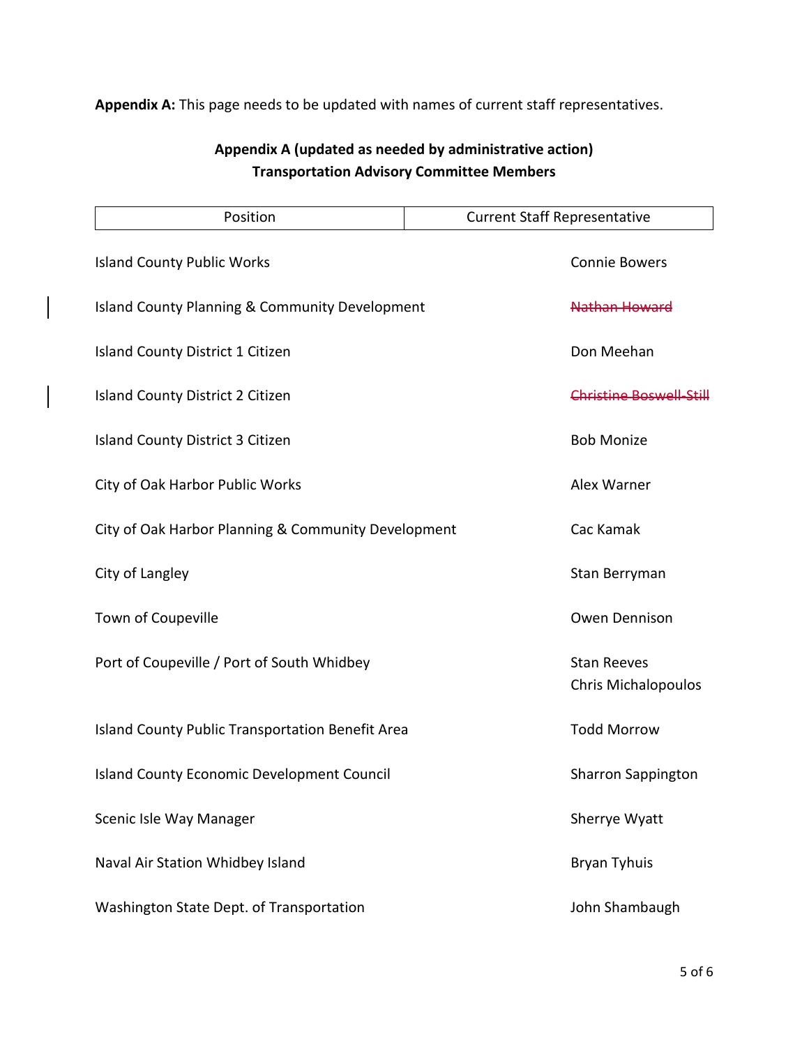**Appendix A:** This page needs to be updated with names of current staff representatives.

**Appendix A (updated as needed by administrative action)**
**Transportation Advisory Committee Members**

| Position | Current Staff Representative |
| --- | --- |
| Island County Public Works | Connie Bowers |
| Island County Planning & Community Development | ~~Nathan Howard~~ |
| Island County District 1 Citizen | Don Meehan |
| Island County District 2 Citizen | ~~Christine Boswell-Still~~ |
| Island County District 3 Citizen | Bob Monize |
| City of Oak Harbor Public Works | Alex Warner |
| City of Oak Harbor Planning & Community Development | Cac Kamak |
| City of Langley | Stan Berryman |
| Town of Coupeville | Owen Dennison |
| Port of Coupeville / Port of South Whidbey | Stan Reeves<br>Chris Michalopoulos |
| Island County Public Transportation Benefit Area | Todd Morrow |
| Island County Economic Development Council | Sharron Sappington |
| Scenic Isle Way Manager | Sherrye Wyatt |
| Naval Air Station Whidbey Island | Bryan Tyhuis |
| Washington State Dept. of Transportation | John Shambaugh |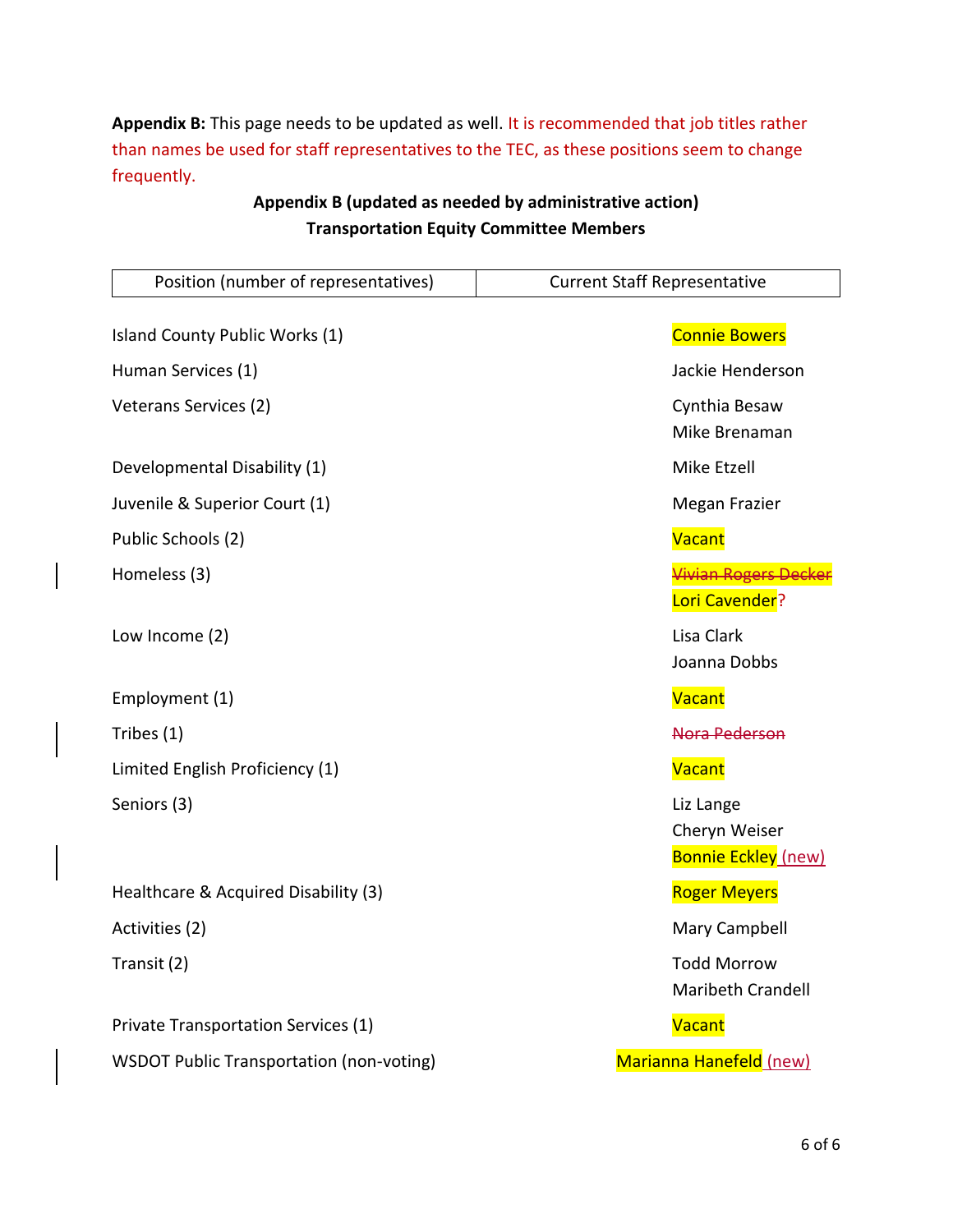**Appendix B:** This page needs to be updated as well. It is recommended that job titles rather than names be used for staff representatives to the TEC, as these positions seem to change frequently.

**Appendix B (updated as needed by administrative action)**
**Transportation Equity Committee Members**

| Position (number of representatives) | Current Staff Representative |
|---|---|
| Island County Public Works (1) | Connie Bowers |
| Human Services (1) | Jackie Henderson |
| Veterans Services (2) | Cynthia Besaw<br>Mike Brenaman |
| Developmental Disability (1) | Mike Etzell |
| Juvenile & Superior Court (1) | Megan Frazier |
| Public Schools (2) | Vacant |
| Homeless (3) | ~~Vivian Rogers Decker~~<br>Lori Cavender? |
| Low Income (2) | Lisa Clark<br>Joanna Dobbs |
| Employment (1) | Vacant |
| Tribes (1) | ~~Nora Pederson~~ |
| Limited English Proficiency (1) | Vacant |
| Seniors (3) | Liz Lange<br>Cheryn Weiser<br>Bonnie Eckley (new) |
| Healthcare & Acquired Disability (3) | Roger Meyers |
| Activities (2) | Mary Campbell |
| Transit (2) | Todd Morrow<br>Maribeth Crandell |
| Private Transportation Services (1) | Vacant |
| WSDOT Public Transportation (non-voting) | Marianna Hanefeld (new) |